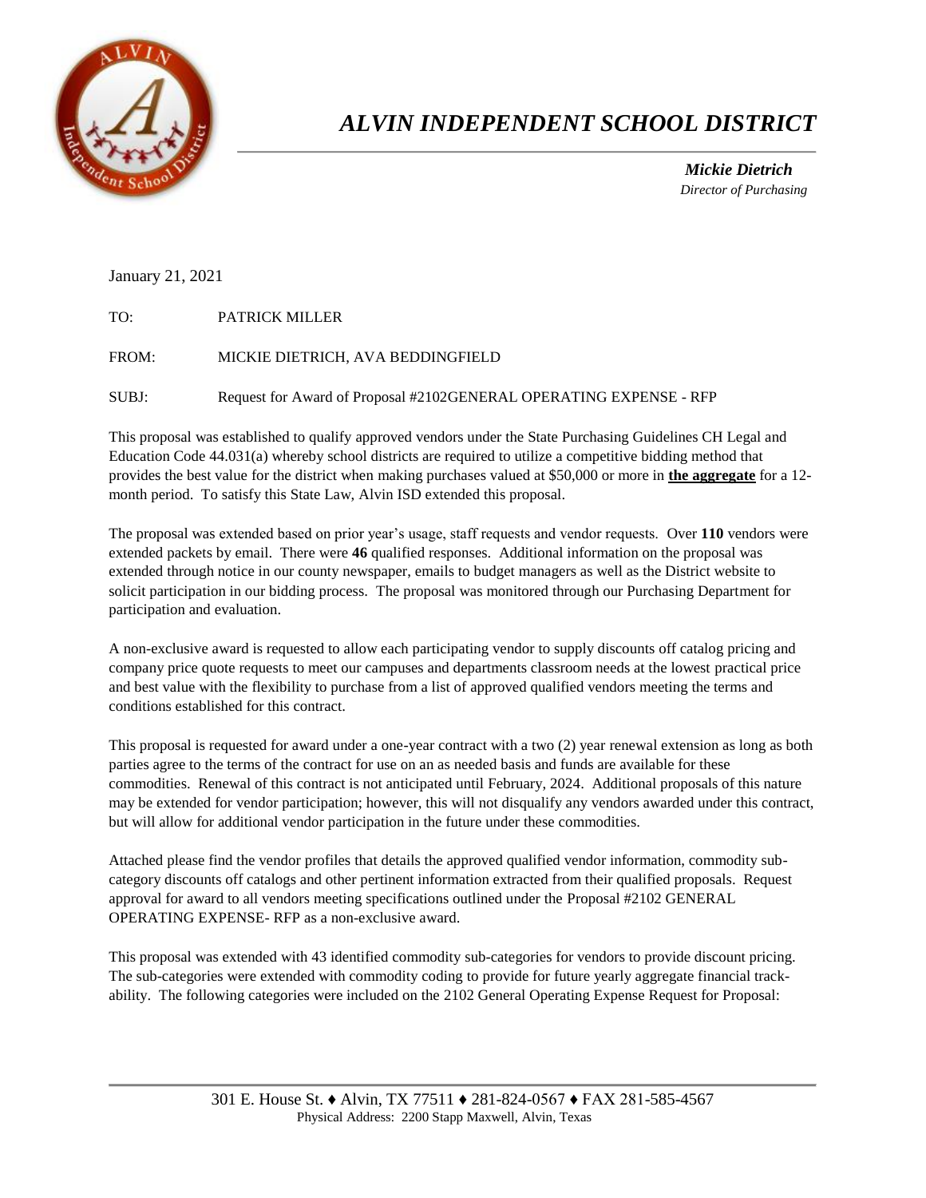# *ALVIN INDEPENDENT SCHOOL DISTRICT*

***Mickie Dietrich***
*Director of Purchasing*

January 21, 2021

TO: PATRICK MILLER

FROM: MICKIE DIETRICH, AVA BEDDINGFIELD

SUBJ: Request for Award of Proposal #2102GENERAL OPERATING EXPENSE - RFP

This proposal was established to qualify approved vendors under the State Purchasing Guidelines CH Legal and Education Code 44.031(a) whereby school districts are required to utilize a competitive bidding method that provides the best value for the district when making purchases valued at $50,000 or more in **the aggregate** for a 12-month period. To satisfy this State Law, Alvin ISD extended this proposal.

The proposal was extended based on prior year's usage, staff requests and vendor requests. Over **110** vendors were extended packets by email. There were **46** qualified responses. Additional information on the proposal was extended through notice in our county newspaper, emails to budget managers as well as the District website to solicit participation in our bidding process. The proposal was monitored through our Purchasing Department for participation and evaluation.

A non-exclusive award is requested to allow each participating vendor to supply discounts off catalog pricing and company price quote requests to meet our campuses and departments classroom needs at the lowest practical price and best value with the flexibility to purchase from a list of approved qualified vendors meeting the terms and conditions established for this contract.

This proposal is requested for award under a one-year contract with a two (2) year renewal extension as long as both parties agree to the terms of the contract for use on an as needed basis and funds are available for these commodities. Renewal of this contract is not anticipated until February, 2024. Additional proposals of this nature may be extended for vendor participation; however, this will not disqualify any vendors awarded under this contract, but will allow for additional vendor participation in the future under these commodities.

Attached please find the vendor profiles that details the approved qualified vendor information, commodity sub-category discounts off catalogs and other pertinent information extracted from their qualified proposals. Request approval for award to all vendors meeting specifications outlined under the Proposal #2102 GENERAL OPERATING EXPENSE- RFP as a non-exclusive award.

This proposal was extended with 43 identified commodity sub-categories for vendors to provide discount pricing. The sub-categories were extended with commodity coding to provide for future yearly aggregate financial track-ability. The following categories were included on the 2102 General Operating Expense Request for Proposal:

301 E. House St. ♦ Alvin, TX 77511 ♦ 281-824-0567 ♦ FAX 281-585-4567
Physical Address: 2200 Stapp Maxwell, Alvin, Texas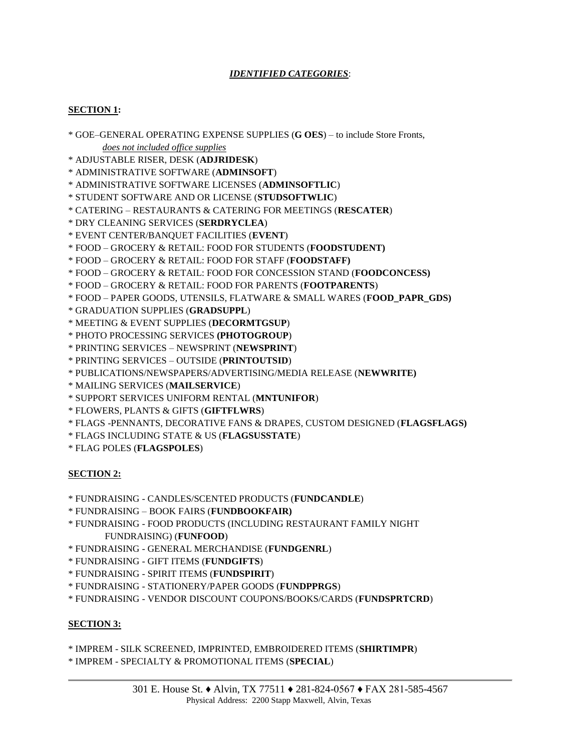***IDENTIFIED CATEGORIES***:

**SECTION 1:**

* GOE–GENERAL OPERATING EXPENSE SUPPLIES (**G OES**) – to include Store Fronts,
  *does not included office supplies*
* ADJUSTABLE RISER, DESK (**ADJRIDESK**)
* ADMINISTRATIVE SOFTWARE (**ADMINSOFT**)
* ADMINISTRATIVE SOFTWARE LICENSES (**ADMINSOFTLIC**)
* STUDENT SOFTWARE AND OR LICENSE (**STUDSOFTWLIC**)
* CATERING – RESTAURANTS & CATERING FOR MEETINGS (**RESCATER**)
* DRY CLEANING SERVICES (**SERDRYCLEA**)
* EVENT CENTER/BANQUET FACILITIES (**EVENT**)
* FOOD – GROCERY & RETAIL: FOOD FOR STUDENTS (**FOODSTUDENT)**
* FOOD – GROCERY & RETAIL: FOOD FOR STAFF (**FOODSTAFF)**
* FOOD – GROCERY & RETAIL: FOOD FOR CONCESSION STAND (**FOODCONCESS)**
* FOOD – GROCERY & RETAIL: FOOD FOR PARENTS (**FOOTPARENTS**)
* FOOD – PAPER GOODS, UTENSILS, FLATWARE & SMALL WARES (**FOOD_PAPR_GDS)**
* GRADUATION SUPPLIES (**GRADSUPPL**)
* MEETING & EVENT SUPPLIES (**DECORMTGSUP**)
* PHOTO PROCESSING SERVICES **(PHOTOGROUP**)
* PRINTING SERVICES – NEWSPRINT (**NEWSPRINT**)
* PRINTING SERVICES – OUTSIDE (**PRINTOUTSID**)
* PUBLICATIONS/NEWSPAPERS/ADVERTISING/MEDIA RELEASE (**NEWWRITE)**
* MAILING SERVICES (**MAILSERVICE**)
* SUPPORT SERVICES UNIFORM RENTAL (**MNTUNIFOR**)
* FLOWERS, PLANTS & GIFTS (**GIFTFLWRS**)
* FLAGS -PENNANTS, DECORATIVE FANS & DRAPES, CUSTOM DESIGNED (**FLAGSFLAGS)**
* FLAGS INCLUDING STATE & US (**FLAGSUSSTATE**)
* FLAG POLES (**FLAGSPOLES**)

**SECTION 2:**

* FUNDRAISING - CANDLES/SCENTED PRODUCTS (**FUNDCANDLE**)
* FUNDRAISING – BOOK FAIRS (**FUNDBOOKFAIR)**
* FUNDRAISING - FOOD PRODUCTS (INCLUDING RESTAURANT FAMILY NIGHT
  FUNDRAISING) (**FUNFOOD**)
* FUNDRAISING - GENERAL MERCHANDISE (**FUNDGENRL**)
* FUNDRAISING - GIFT ITEMS (**FUNDGIFTS**)
* FUNDRAISING - SPIRIT ITEMS (**FUNDSPIRIT**)
* FUNDRAISING - STATIONERY/PAPER GOODS (**FUNDPPRGS**)
* FUNDRAISING - VENDOR DISCOUNT COUPONS/BOOKS/CARDS (**FUNDSPRTCRD**)

**SECTION 3:**

* IMPREM - SILK SCREENED, IMPRINTED, EMBROIDERED ITEMS (**SHIRTIMPR**)
* IMPREM - SPECIALTY & PROMOTIONAL ITEMS (**SPECIAL**)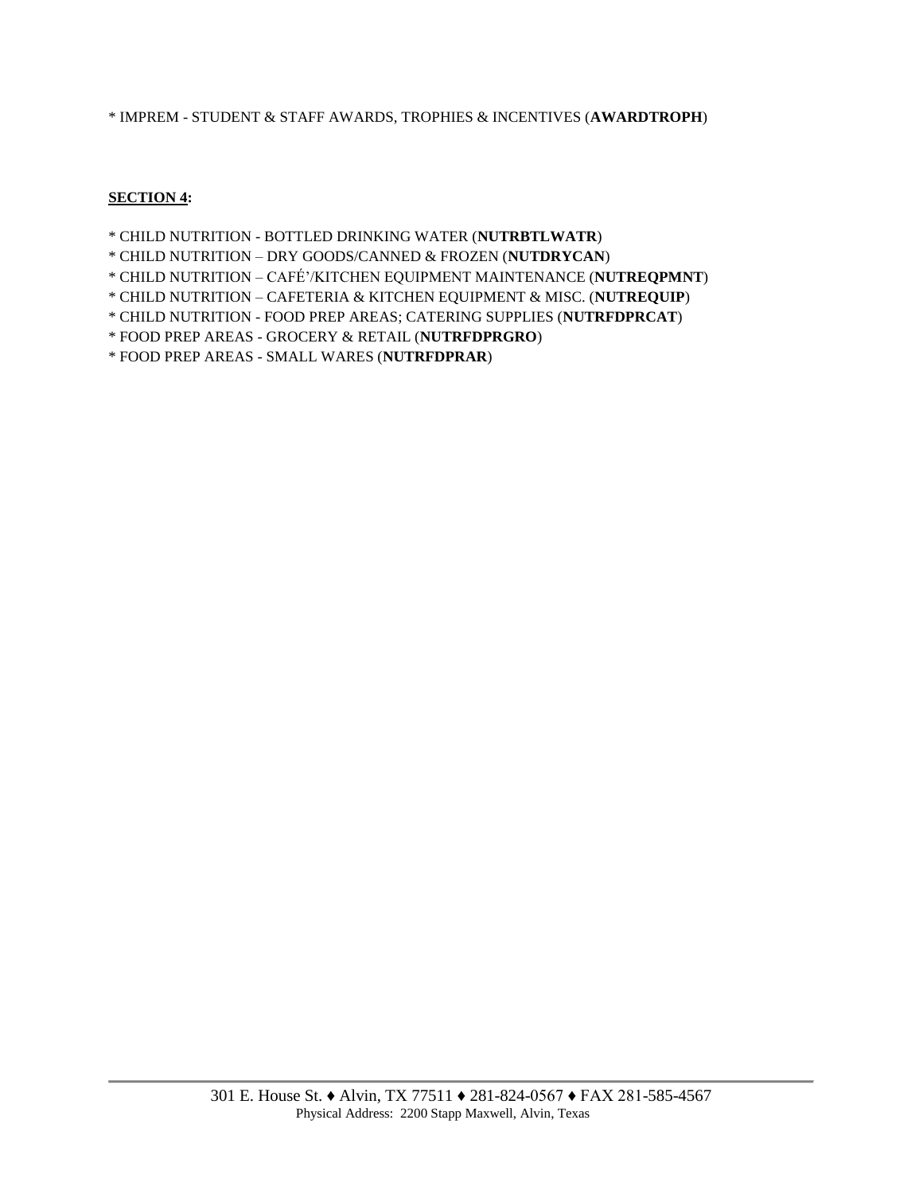* IMPREM - STUDENT & STAFF AWARDS, TROPHIES & INCENTIVES (**AWARDTROPH**)

**SECTION 4:**

* CHILD NUTRITION - BOTTLED DRINKING WATER (**NUTRBTLWATR**)
* CHILD NUTRITION – DRY GOODS/CANNED & FROZEN (**NUTDRYCAN**)
* CHILD NUTRITION – CAFÉ'/KITCHEN EQUIPMENT MAINTENANCE (**NUTREQPMNT**)
* CHILD NUTRITION – CAFETERIA & KITCHEN EQUIPMENT & MISC. (**NUTREQUIP**)
* CHILD NUTRITION - FOOD PREP AREAS; CATERING SUPPLIES (**NUTRFDPRCAT**)
* FOOD PREP AREAS - GROCERY & RETAIL (**NUTRFDPRGRO**)
* FOOD PREP AREAS - SMALL WARES (**NUTRFDPRAR**)

301 E. House St. ♦ Alvin, TX 77511 ♦ 281-824-0567 ♦ FAX 281-585-4567
Physical Address: 2200 Stapp Maxwell, Alvin, Texas